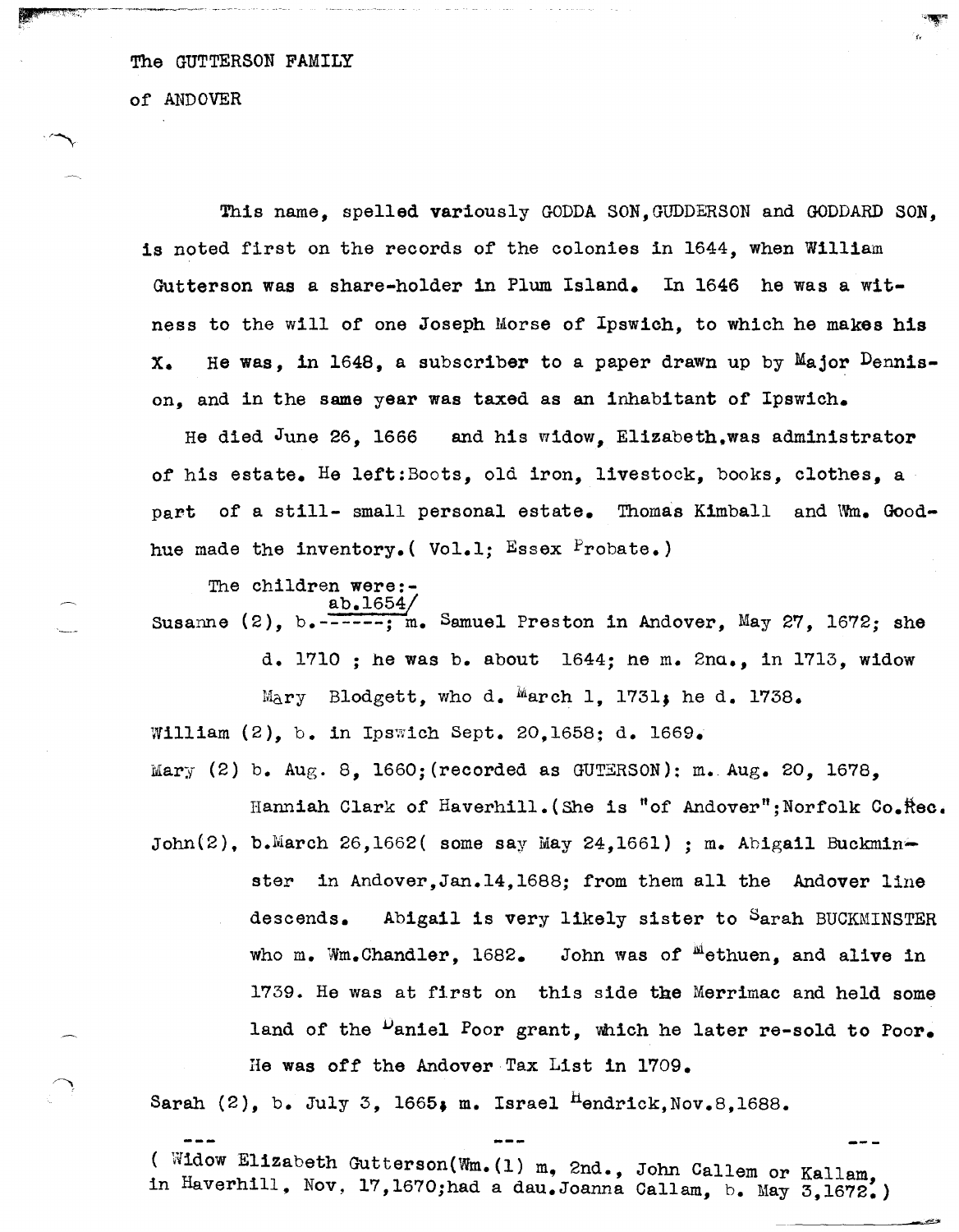The GUTTERSON FAMILY

of ANDOVER

This name, spelled variously GODDA SON, GUDDERSON and GODDARD SON, is noted first on the records of the colonies in 1644, when William Gutterson was a share-holder in Plum Island. In 1646 he was a witness to the will of one Joseph Morse of Ipswich, to which he makes his X. He was, in 1648, a subscriber to a paper drawn up by Major Dennison, and in the same year was taxed as an inhabitant of Ipswich.

He died June 26, 1666 and his widow, Elizabeth, was administrator of his estate. He left: Boots, old iron, livestock, books, clothes, a part of a still- small personal estate. Thomas Kimball and Wm. Goodhue made the inventory. ( Vol.1; Essex Probate.)

The children were:-

Susanne (2), b. ab.1654; m. Samuel Preston in Andover, May 27, 1672; she d. 1710 ; he was b. about 1644; he m. 2nd., in 1713, widow Mary Blodgett, who d. March 1, 1731; he d. 1738.

William (2), b. in Ipswich Sept. 20,1658; d. 1669.

Mary (2) b. Aug. 8, 1660; (recorded as GUTERSON): m. Aug. 20, 1678, Hanniah Clark of Haverhill. (She is "of Andover"; Norfolk Co. Rec.

John(2), b. March 26,1662( some say May 24,1661) ; m. Abigail Buckminster in Andover, Jan.14,1688; from them all the Andover line descends. Abigail is very likely sister to Sarah BUCKMINSTER who m. Wm. Chandler, 1682. John was of Methuen, and alive in 1739. He was at first on this side the Merrimac and held some land of the Daniel Poor grant, which he later re-sold to Poor. He was off the Andover Tax List in 1709.

Sarah (2), b. July 3, 1665; m. Israel Hendrick, Nov.8,1688.

--- --- ---

( Widow Elizabeth Gutterson(Wm.(1) m, 2nd., John Callem or Kallam, in Haverhill, Nov, 17,1670; had a dau. Joanna Callam, b. May 3,1672.)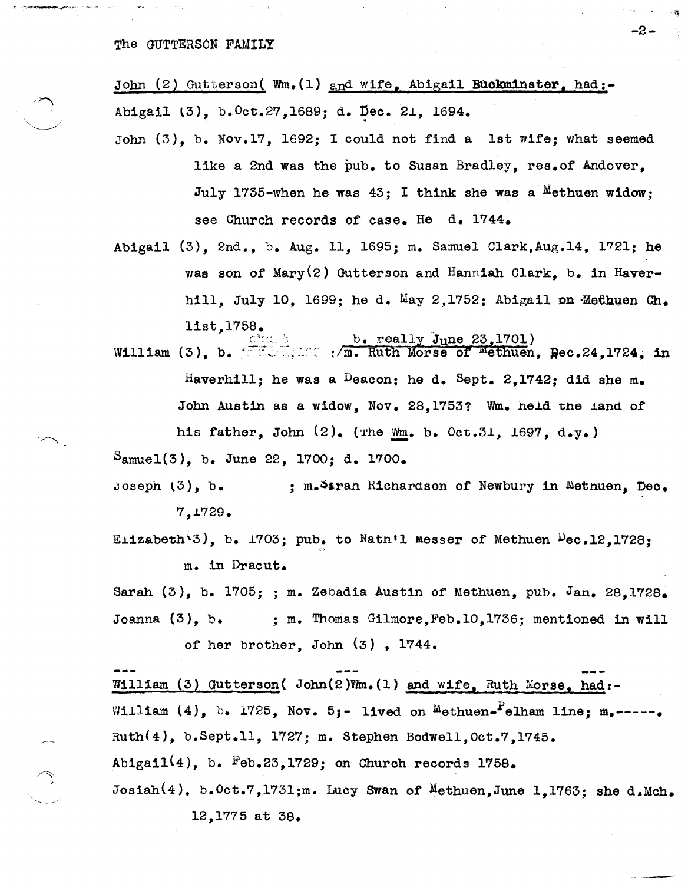The GUTTERSON FAMILY

John (2) Gutterson( Wm.(1) and wife, Abigail Buckminster, had:-

Abigail (3), b.Oct.27,1689; d. Dec. 21, 1694.

John (3), b. Nov.17, 1692; I could not find a 1st wife; what seemed like a 2nd was the pub. to Susan Bradley, res.of Andover, July 1735-when he was 43; I think she was a Methuen widow; see Church records of case. He d. 1744.

Abigail (3), 2nd., b. Aug. 11, 1695; m. Samuel Clark,Aug.14, 1721; he was son of Mary(2) Gutterson and Hanniah Clark, b. in Haverhill, July 10, 1699; he d. May 2,1752; Abigail on Methuen Ch. list,1758.

William (3), b. (b. really June 23,1701) ;m. Ruth Morse of Methuen, Dec.24,1724, in Haverhill; he was a Deacon; he d. Sept. 2,1742; did she m. John Austin as a widow, Nov. 28,1753? Wm. held the land of his father, John (2). (The Wm. b. Oct.31, 1697, d.y.)

Samuel(3), b. June 22, 1700; d. 1700.

Joseph (3), b. ; m.Sarah Richardson of Newbury in Methuen, Dec. 7,1729.

Elizabeth(3), b. 1703; pub. to Nath'l Messer of Methuen Dec.12,1728; m. in Dracut.

Sarah (3), b. 1705; ; m. Zebadia Austin of Methuen, pub. Jan. 28,1728.

Joanna (3), b. ; m. Thomas Gilmore,Feb.10,1736; mentioned in will of her brother, John (3) , 1744.

William (3) Gutterson( John(2)Wm.(1) and wife, Ruth Morse, had:-

William (4), b. 1725, Nov. 5;- lived on Methuen-Pelham line; m.-----.

Ruth(4), b.Sept.11, 1727; m. Stephen Bodwell,Oct.7,1745.

Abigail(4), b. Feb.23,1729; on Church records 1758.

Josiah(4), b.Oct.7,1731;m. Lucy Swan of Methuen,June 1,1763; she d.Mch. 12,1775 at 38.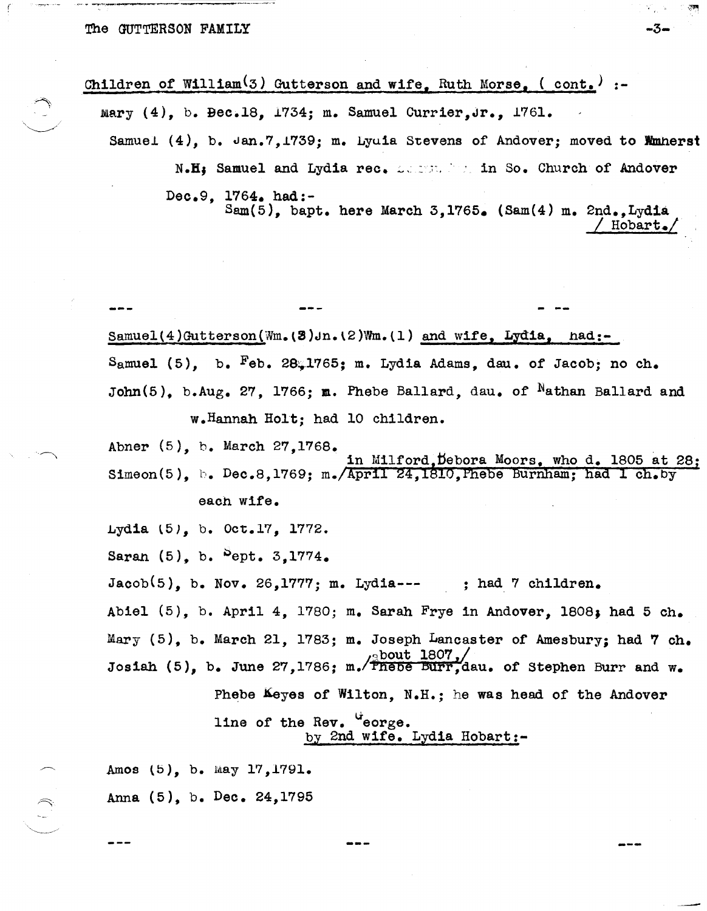Children of William(3) Gutterson and wife, Ruth Morse, ( cont.) :-

Mary (4), b. Dec.18, 1734; m. Samuel Currier,Jr., 1761.

Samuel (4), b. Jan.7,1739; m. Lydia Stevens of Andover; moved to Amherst N.H; Samuel and Lydia rec. ... in So. Church of Andover Dec.9, 1764. had:-

Sam(5), bapt. here March 3,1765. (Sam(4) m. 2nd.,Lydia Hobart.)

--- --- ---

Samuel(4)Gutterson(Wm.(3)Jn.(2)Wm.(1) and wife, Lydia, had:-

Samuel (5), b. Feb. 28,1765; m. Lydia Adams, dau. of Jacob; no ch.

John(5), b.Aug. 27, 1766; m. Phebe Ballard, dau. of Nathan Ballard and w.Hannah Holt; had 10 children.

Abner (5), b. March 27,1768.

Simeon(5), b. Dec.8,1769; m. in Milford,Debora Moors, who d. 1805 at 28; April 24,1810,Phebe Burnham; had 1 ch.by each wife.

Lydia (5), b. Oct.17, 1772.

Sarah (5), b. Sept. 3,1774.

Jacob(5), b. Nov. 26,1777; m. Lydia--- ; had 7 children.

Abiel (5), b. April 4, 1780; m. Sarah Frye in Andover, 1808; had 5 ch.

Mary (5), b. March 21, 1783; m. Joseph Lancaster of Amesbury; had 7 ch.

Josiah (5), b. June 27,1786; m. about 1807, Phebe Burr, dau. of Stephen Burr and w. Phebe Keyes of Wilton, N.H.; he was head of the Andover line of the Rev. George.

by 2nd wife. Lydia Hobart:-

Amos (5), b. May 17,1791.

Anna (5), b. Dec. 24,1795

--- --- ---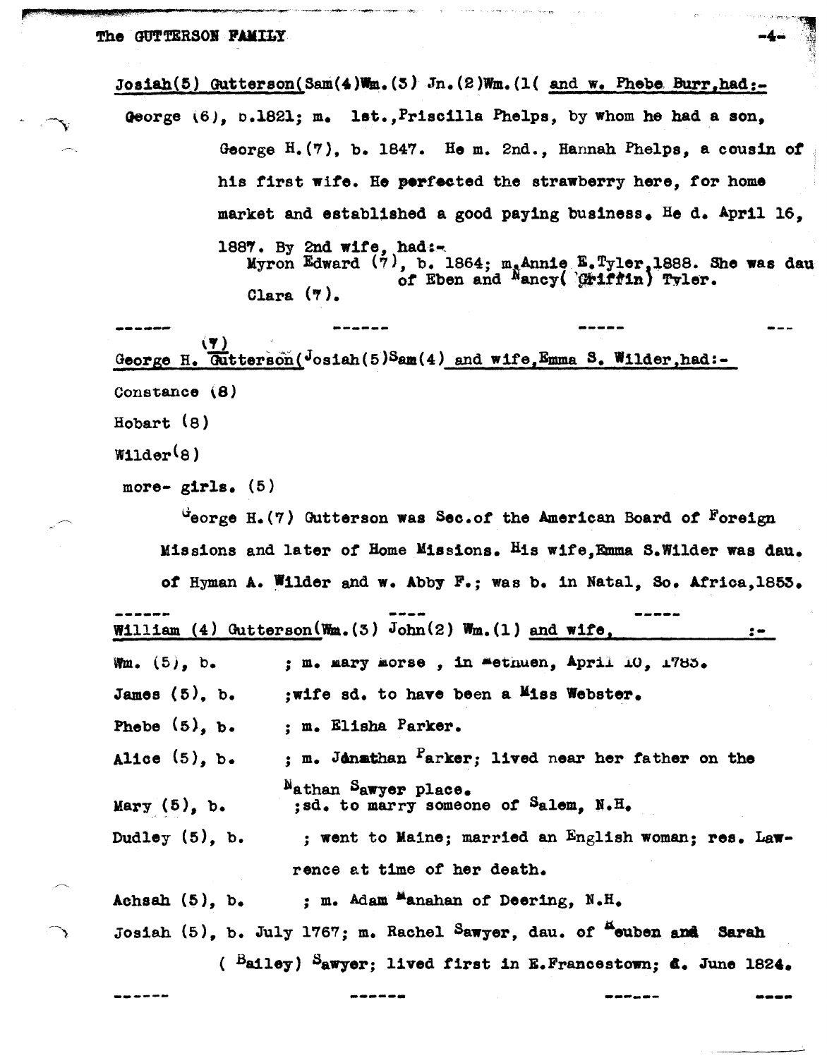Josiah(5) Gutterson(Sam(4)Wm.(3) Jn.(2)Wm.(1( and w. Phebe Burr,had:-

George (6), b.1821; m. 1st.,Priscilla Phelps, by whom he had a son, George H.(7), b. 1847. He m. 2nd., Hannah Phelps, a cousin of his first wife. He perfected the strawberry here, for home market and established a good paying business. He d. April 16, 1887. By 2nd wife, had:-

Myron Edward (7), b. 1864; m.Annie E.Tyler,1888. She was dau of Eben and Nancy( Griffin) Tyler.

Clara (7).

------ ------ ----- ---

George H.(7) Gutterson(Josiah(5)Sam(4) and wife,Emma S. Wilder,had:-

Constance (8)

Hobart (8)

Wilder(8)

more- girls. (5)

George H.(7) Gutterson was Sec.of the American Board of Foreign Missions and later of Home Missions. His wife,Emma S.Wilder was dau. of Hyman A. Wilder and w. Abby F.; was b. in Natal, So. Africa,1853.

------ ---- -----

William (4) Gutterson(Wm.(3) John(2) Wm.(1) and wife, :-

Wm. (5), b. ; m. Mary Morse , in Methuen, April 10, 1783.

James (5), b. ;wife sd. to have been a Miss Webster.

Phebe (5), b. ; m. Elisha Parker.

Alice (5), b. ; m. Jonathan Parker; lived near her father on the Nathan Sawyer place.

Mary (5), b. ;sd. to marry someone of Salem, N.H.

Dudley (5), b. ; went to Maine; married an English woman; res. Lawrence at time of her death.

Achsah (5), b. ; m. Adam Manahan of Deering, N.H.

Josiah (5), b. July 1767; m. Rachel Sawyer, dau. of Reuben and Sarah (Bailey) Sawyer; lived first in E.Francestown; d. June 1824.

------ ------ ------ ----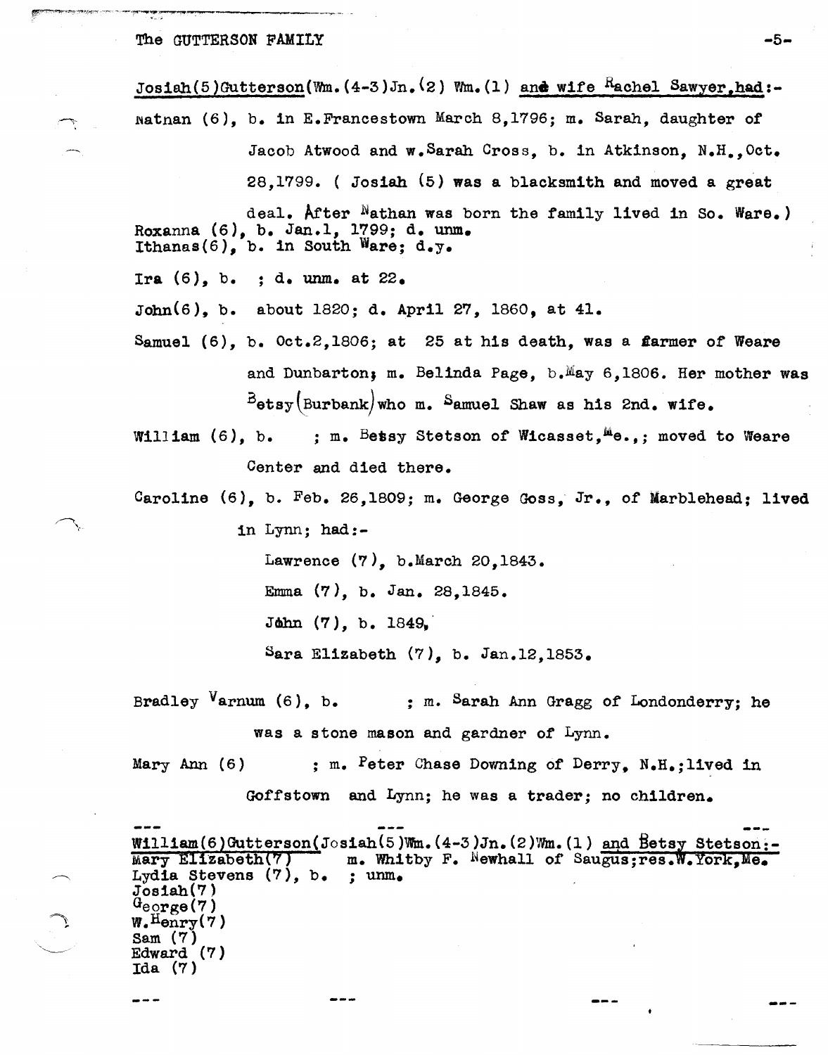Josiah(5)Gutterson(Wm.(4-3)Jn.(2) Wm.(1) and wife Rachel Sawyer,had:-

Natnan (6), b. in E.Francestown March 8,1796; m. Sarah, daughter of Jacob Atwood and w.Sarah Cross, b. in Atkinson, N.H.,Oct. 28,1799. ( Josiah (5) was a blacksmith and moved a great deal. After Nathan was born the family lived in So. Ware.)

Roxanna (6), b. Jan.1, 1799; d. unm.

Ithanas(6), b. in South Ware; d.y.

Ira (6), b. ; d. unm. at 22.

John(6), b. about 1820; d. April 27, 1860, at 41.

Samuel (6), b. Oct.2,1806; at 25 at his death, was a farmer of Weare and Dunbarton; m. Belinda Page, b.May 6,1806. Her mother was Betsy(Burbank)who m. Samuel Shaw as his 2nd. wife.

William (6), b. ; m. Betsy Stetson of Wicasset,Me.,; moved to Weare Center and died there.

Caroline (6), b. Feb. 26,1809; m. George Goss, Jr., of Marblehead; lived in Lynn; had:-

- Lawrence (7), b.March 20,1843.
- Emma (7), b. Jan. 28,1845.
- John (7), b. 1849,
- Sara Elizabeth (7), b. Jan.12,1853.

Bradley Varnum (6), b. ; m. Sarah Ann Gragg of Londonderry; he was a stone mason and gardner of Lynn.

Mary Ann (6) ; m. Peter Chase Downing of Derry, N.H.;lived in Goffstown and Lynn; he was a trader; no children.

--- --- ---

William(6)Gutterson(Josiah(5)Wm.(4-3)Jn.(2)Wm.(1) and Betsy Stetson:-

Mary Elizabeth(7) m. Whitby F. Newhall of Saugus;res.W.York,Me.

Lydia Stevens (7), b. ; unm.

Josiah(7)

George(7)

W.Henry(7)

Sam (7)

Edward (7)

Ida (7)

--- --- --- ---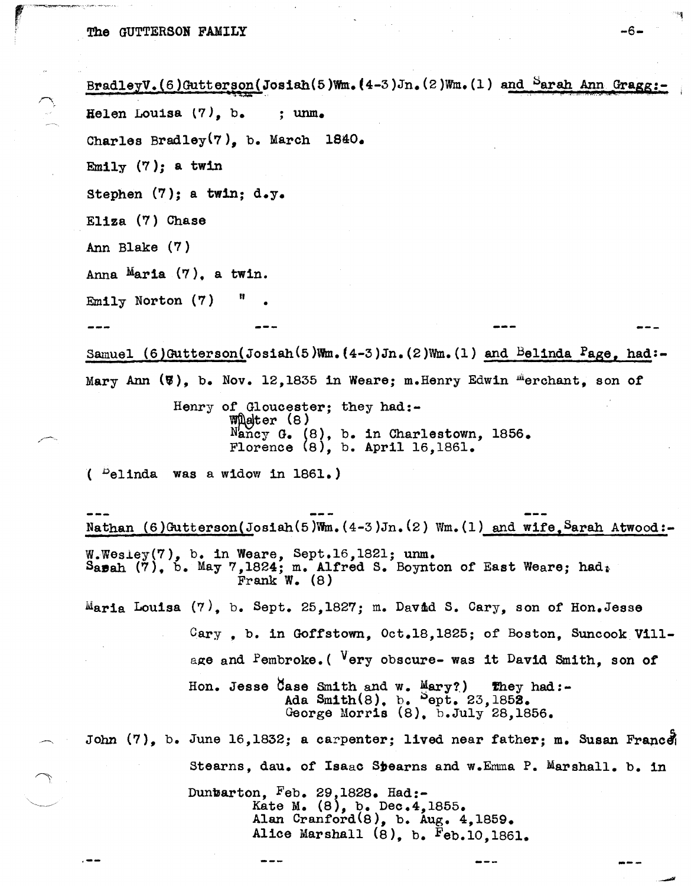BradleyV.(6)Gutterson(Josiah(5)Wm.(4-3)Jn.(2)Wm.(1) and Sarah Ann Gragg:-

Helen Louisa (7), b. ; unm.

Charles Bradley(7), b. March 1840.

Emily (7); a twin

Stephen (7); a twin; d.y.

Eliza (7) Chase

Ann Blake (7)

Anna Maria (7), a twin.

Emily Norton (7) " .

--- --- --- ---

Samuel (6)Gutterson(Josiah(5)Wm.(4-3)Jn.(2)Wm.(1) and Belinda Page, had:-

Mary Ann (7), b. Nov. 12,1835 in Weare; m.Henry Edwin Merchant, son of Henry of Gloucester; they had:-

- Walter (8)
- Nancy G. (8), b. in Charlestown, 1856.
- Florence (8), b. April 16,1861.

( Belinda was a widow in 1861.)

--- --- ---

Nathan (6)Gutterson(Josiah(5)Wm.(4-3)Jn.(2) Wm.(1) and wife,Sarah Atwood:-

W.Wesley(7), b. in Weare, Sept.16,1821; unm.
Sarah (7), b. May 7,1824; m. Alfred S. Boynton of East Weare; had:
- Frank W. (8)

Maria Louisa (7), b. Sept. 25,1827; m. David S. Cary, son of Hon.Jesse Cary , b. in Goffstown, Oct.18,1825; of Boston, Suncook Village and Pembroke.( Very obscure- was it David Smith, son of Hon. Jesse Case Smith and w. Mary?) They had:-
- Ada Smith(8), b. Sept. 23,1852.
- George Morris (8), b.July 28,1856.

John (7), b. June 16,1832; a carpenter; lived near father; m. Susan Frances Stearns, dau. of Isaac Stearns and w.Emma P. Marshall. b. in Dunbarton, Feb. 29,1828. Had:-
- Kate M. (8), b. Dec.4,1855.
- Alan Cranford(8), b. Aug. 4,1859.
- Alice Marshall (8), b. Feb.10,1861.

--- --- --- ---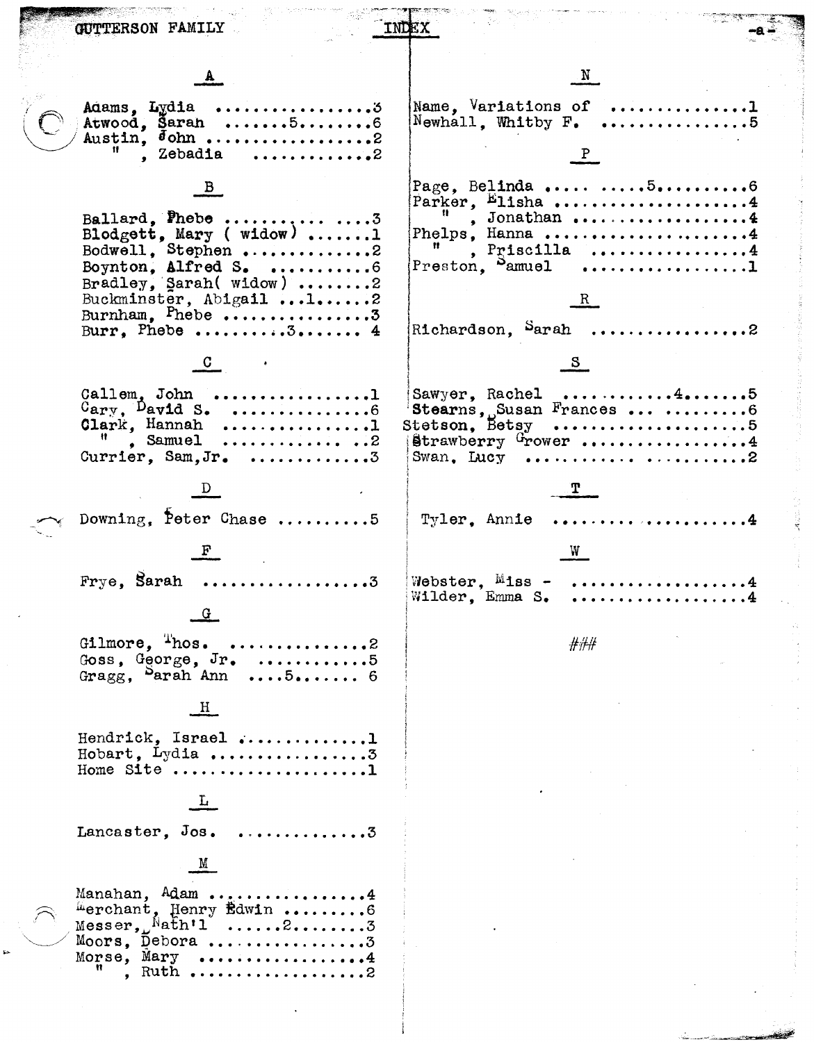# INDEX

## A

Adams, Lydia .................3
Atwood, Sarah .......5.......6
Austin, John .................2
" , Zebadia ............2

## B

Ballard, Phebe ...............3
Blodgett, Mary ( widow) .......1
Bodwell, Stephen .............2
Boynton, Alfred S. ..........6
Bradley, Sarah( widow) ........2
Buckminster, Abigail ...1......2
Burnham, Phebe ...............3
Burr, Phebe .........3....... 4

## C

Callem, John .................1
Cary, David S. ...............6
Clark, Hannah ................1
" , Samuel ..............2
Currier, Sam,Jr. ............3

## D

Downing, Peter Chase .........5

## F

Frye, Sarah ..................3

## G

Gilmore, Thos. ...............2
Goss, George, Jr. ............5
Gragg, Sarah Ann ....5....... 6

## H

Hendrick, Israel .............1
Hobart, Lydia ................3
Home Site ....................1

## L

Lancaster, Jos. ..............3

## M

Manahan, Adam ................4
Merchant, Henry Edwin .........6
Messer, Nath'l ......2........3
Moors, Debora ................3
Morse, Mary ..................4
" , Ruth ..................2

## N

Name, Variations of ..............1
Newhall, Whitby F. ...............5

## P

Page, Belinda ..... .....5.........6
Parker, Elisha ....................4
" , Jonathan ..................4
Phelps, Hanna .....................4
" , Priscilla ..................4
Preston, Samuel ...................1

## R

Richardson, Sarah .................2

## S

Sawyer, Rachel ...........4......5
Stearns, Susan Frances ... .........6
Stetson, Betsy ....................5
Strawberry Grower .................4
Swan, Lucy ........................2

## T

Tyler, Annie ......................4

## W

Webster, Miss - ...................4
Wilder, Emma S. ...................4

###